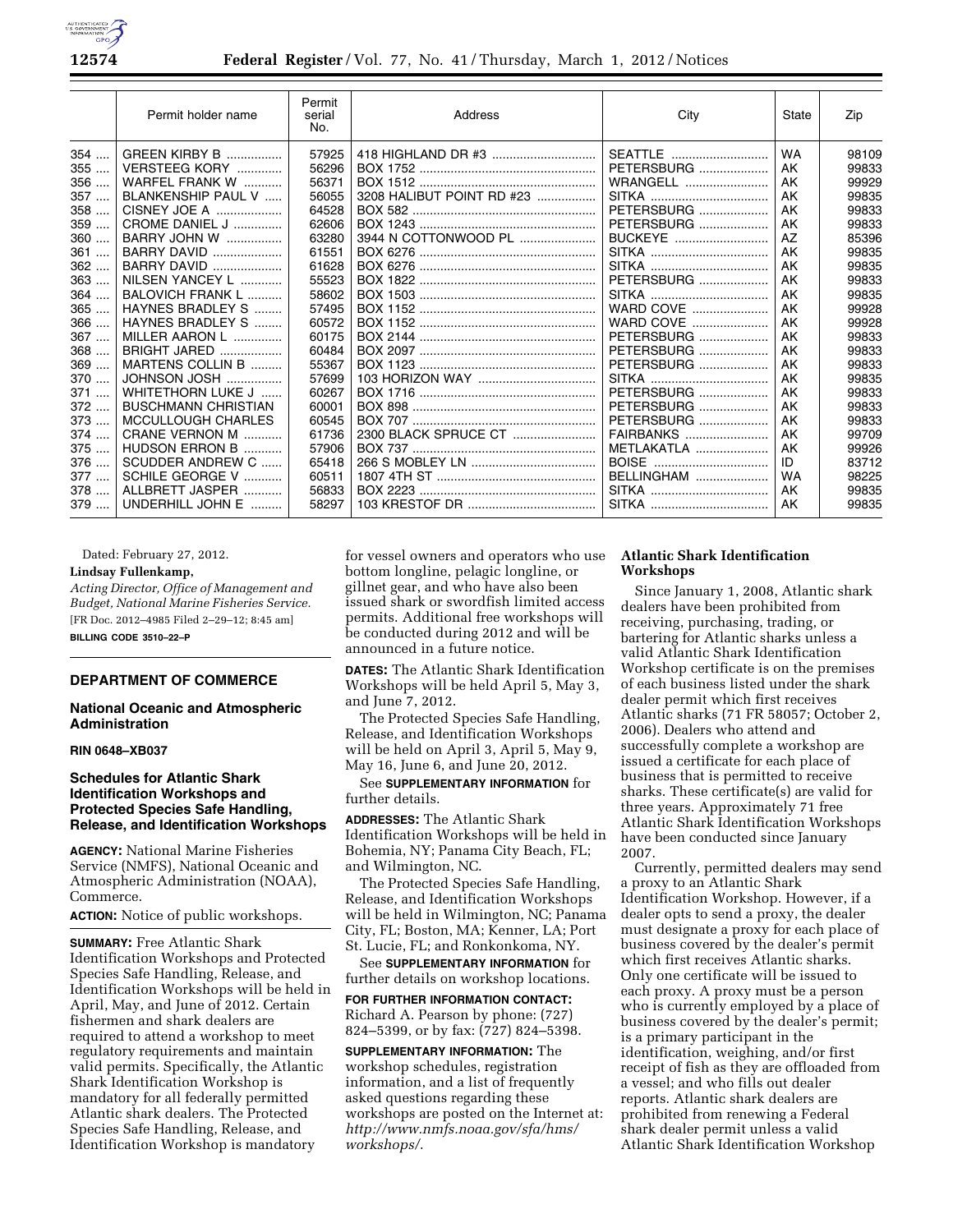| | Permit holder name | Permit serial No. | Address | City | State | Zip |
|---|---|---|---|---|---|---|
| 354 .... | GREEN KIRBY B ................ | 57925 | 418 HIGHLAND DR #3 ............................. | SEATTLE ............................ | WA | 98109 |
| 355 .... | VERSTEEG KORY ............. | 56296 | BOX 1752 .................................................. | PETERSBURG .................... | AK | 99833 |
| 356 .... | WARFEL FRANK W ........... | 56371 | BOX 1512 .................................................. | WRANGELL ........................ | AK | 99929 |
| 357 .... | BLANKENSHIP PAUL V ..... | 56055 | 3208 HALIBUT POINT RD #23 ................ | SITKA .................................. | AK | 99835 |
| 358 .... | CISNEY JOE A ................... | 64528 | BOX 582 .................................................... | PETERSBURG .................... | AK | 99833 |
| 359 .... | CROME DANIEL J .............. | 62606 | BOX 1243 .................................................. | PETERSBURG .................... | AK | 99833 |
| 360 .... | BARRY JOHN W ................ | 63280 | 3944 N COTTONWOOD PL ...................... | BUCKEYE ........................... | AZ | 85396 |
| 361 .... | BARRY DAVID .................... | 61551 | BOX 6276 .................................................. | SITKA .................................. | AK | 99835 |
| 362 .... | BARRY DAVID .................... | 61628 | BOX 6276 .................................................. | SITKA .................................. | AK | 99835 |
| 363 .... | NILSEN YANCEY L ............ | 55523 | BOX 1822 .................................................. | PETERSBURG .................... | AK | 99833 |
| 364 .... | BALOVICH FRANK L .......... | 58602 | BOX 1503 .................................................. | SITKA .................................. | AK | 99835 |
| 365 .... | HAYNES BRADLEY S ........ | 57495 | BOX 1152 .................................................. | WARD COVE ...................... | AK | 99928 |
| 366 .... | HAYNES BRADLEY S ........ | 60572 | BOX 1152 .................................................. | WARD COVE ...................... | AK | 99928 |
| 367 .... | MILLER AARON L ............. | 60175 | BOX 2144 .................................................. | PETERSBURG .................... | AK | 99833 |
| 368 .... | BRIGHT JARED .................. | 60484 | BOX 2097 .................................................. | PETERSBURG .................... | AK | 99833 |
| 369 .... | MARTENS COLLIN B ......... | 55367 | BOX 1123 .................................................. | PETERSBURG .................... | AK | 99833 |
| 370 .... | JOHNSON JOSH ................ | 57699 | 103 HORIZON WAY ................................. | SITKA .................................. | AK | 99835 |
| 371 .... | WHITETHORN LUKE J ...... | 60267 | BOX 1716 .................................................. | PETERSBURG .................... | AK | 99833 |
| 372 .... | BUSCHMANN CHRISTIAN | 60001 | BOX 898 .................................................... | PETERSBURG .................... | AK | 99833 |
| 373 .... | MCCULLOUGH CHARLES | 60545 | BOX 707 .................................................... | PETERSBURG .................... | AK | 99833 |
| 374 .... | CRANE VERNON M ........... | 61736 | 2300 BLACK SPRUCE CT ........................ | FAIRBANKS ........................ | AK | 99709 |
| 375 .... | HUDSON ERRON B ........... | 57906 | BOX 737 .................................................... | METLAKATLA ..................... | AK | 99926 |
| 376 .... | SCUDDER ANDREW C ...... | 65418 | 266 S MOBLEY LN ................................... | BOISE ................................. | ID | 83712 |
| 377 .... | SCHILE GEORGE V ........... | 60511 | 1807 4TH ST ............................................. | BELLINGHAM ..................... | WA | 98225 |
| 378 .... | ALLBRETT JASPER ........... | 56833 | BOX 2223 .................................................. | SITKA .................................. | AK | 99835 |
| 379 .... | UNDERHILL JOHN E ......... | 58297 | 103 KRESTOF DR ..................................... | SITKA .................................. | AK | 99835 |

Dated: February 27, 2012.

**Lindsay Fullenkamp,**

*Acting Director, Office of Management and Budget, National Marine Fisheries Service.*

[FR Doc. 2012–4985 Filed 2–29–12; 8:45 am]

**BILLING CODE 3510–22–P**

---

**DEPARTMENT OF COMMERCE**

**National Oceanic and Atmospheric Administration**

**RIN 0648–XB037**

## Schedules for Atlantic Shark Identification Workshops and Protected Species Safe Handling, Release, and Identification Workshops

**AGENCY:** National Marine Fisheries Service (NMFS), National Oceanic and Atmospheric Administration (NOAA), Commerce.

**ACTION:** Notice of public workshops.

**SUMMARY:** Free Atlantic Shark Identification Workshops and Protected Species Safe Handling, Release, and Identification Workshops will be held in April, May, and June of 2012. Certain fishermen and shark dealers are required to attend a workshop to meet regulatory requirements and maintain valid permits. Specifically, the Atlantic Shark Identification Workshop is mandatory for all federally permitted Atlantic shark dealers. The Protected Species Safe Handling, Release, and Identification Workshop is mandatory for vessel owners and operators who use bottom longline, pelagic longline, or gillnet gear, and who have also been issued shark or swordfish limited access permits. Additional free workshops will be conducted during 2012 and will be announced in a future notice.

**DATES:** The Atlantic Shark Identification Workshops will be held April 5, May 3, and June 7, 2012.

The Protected Species Safe Handling, Release, and Identification Workshops will be held on April 3, April 5, May 9, May 16, June 6, and June 20, 2012.

See **SUPPLEMENTARY INFORMATION** for further details.

**ADDRESSES:** The Atlantic Shark Identification Workshops will be held in Bohemia, NY; Panama City Beach, FL; and Wilmington, NC.

The Protected Species Safe Handling, Release, and Identification Workshops will be held in Wilmington, NC; Panama City, FL; Boston, MA; Kenner, LA; Port St. Lucie, FL; and Ronkonkoma, NY.

See **SUPPLEMENTARY INFORMATION** for further details on workshop locations.

**FOR FURTHER INFORMATION CONTACT:** Richard A. Pearson by phone: (727) 824–5399, or by fax: (727) 824–5398.

**SUPPLEMENTARY INFORMATION:** The workshop schedules, registration information, and a list of frequently asked questions regarding these workshops are posted on the Internet at: *http://www.nmfs.noaa.gov/sfa/hms/workshops/*.

### Atlantic Shark Identification Workshops

Since January 1, 2008, Atlantic shark dealers have been prohibited from receiving, purchasing, trading, or bartering for Atlantic sharks unless a valid Atlantic Shark Identification Workshop certificate is on the premises of each business listed under the shark dealer permit which first receives Atlantic sharks (71 FR 58057; October 2, 2006). Dealers who attend and successfully complete a workshop are issued a certificate for each place of business that is permitted to receive sharks. These certificate(s) are valid for three years. Approximately 71 free Atlantic Shark Identification Workshops have been conducted since January 2007.

Currently, permitted dealers may send a proxy to an Atlantic Shark Identification Workshop. However, if a dealer opts to send a proxy, the dealer must designate a proxy for each place of business covered by the dealer's permit which first receives Atlantic sharks. Only one certificate will be issued to each proxy. A proxy must be a person who is currently employed by a place of business covered by the dealer's permit; is a primary participant in the identification, weighing, and/or first receipt of fish as they are offloaded from a vessel; and who fills out dealer reports. Atlantic shark dealers are prohibited from renewing a Federal shark dealer permit unless a valid Atlantic Shark Identification Workshop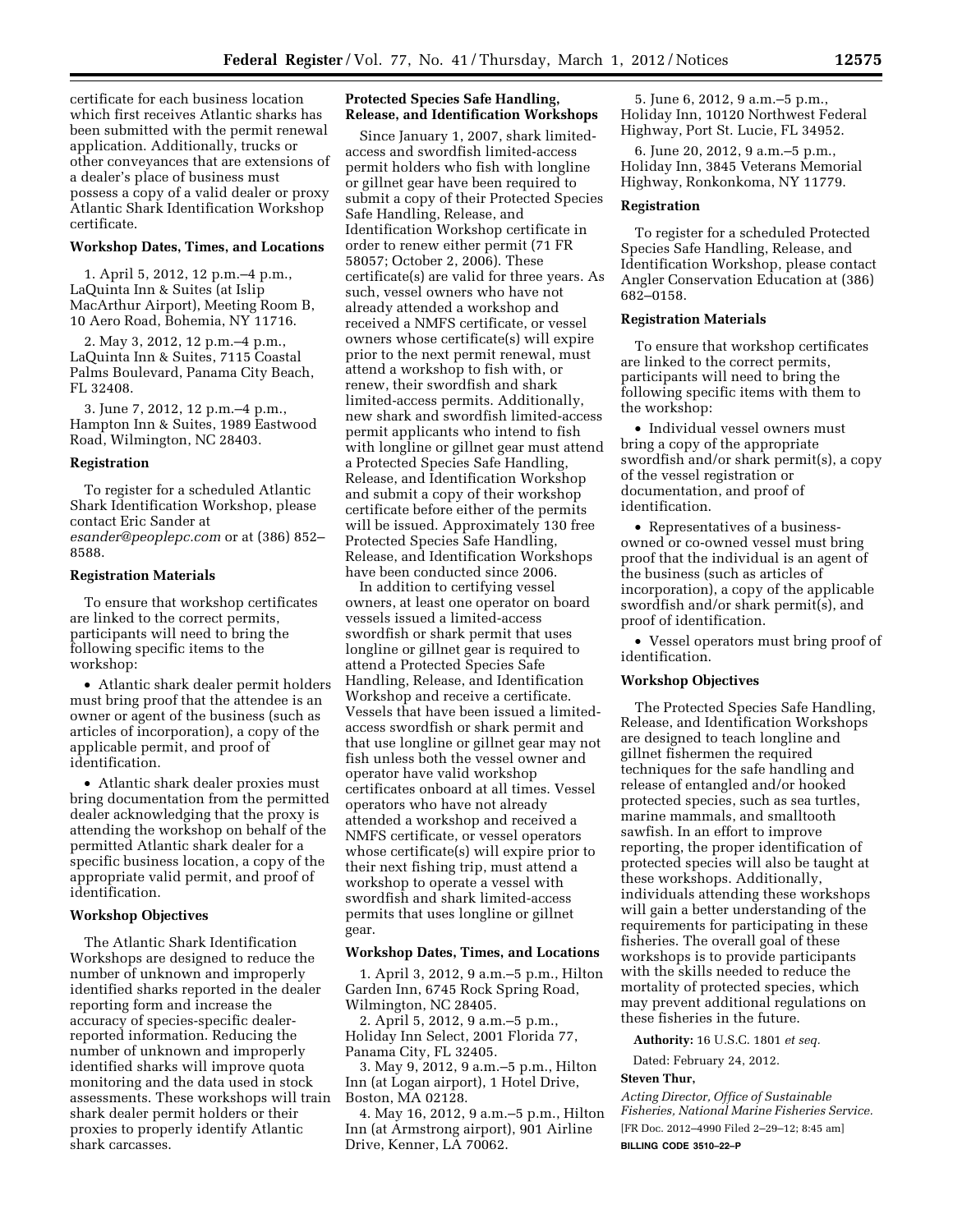certificate for each business location which first receives Atlantic sharks has been submitted with the permit renewal application. Additionally, trucks or other conveyances that are extensions of a dealer's place of business must possess a copy of a valid dealer or proxy Atlantic Shark Identification Workshop certificate.

### Workshop Dates, Times, and Locations

1. April 5, 2012, 12 p.m.–4 p.m., LaQuinta Inn & Suites (at Islip MacArthur Airport), Meeting Room B, 10 Aero Road, Bohemia, NY 11716.

2. May 3, 2012, 12 p.m.–4 p.m., LaQuinta Inn & Suites, 7115 Coastal Palms Boulevard, Panama City Beach, FL 32408.

3. June 7, 2012, 12 p.m.–4 p.m., Hampton Inn & Suites, 1989 Eastwood Road, Wilmington, NC 28403.

### Registration

To register for a scheduled Atlantic Shark Identification Workshop, please contact Eric Sander at *esander@peoplepc.com* or at (386) 852–8588.

### Registration Materials

To ensure that workshop certificates are linked to the correct permits, participants will need to bring the following specific items to the workshop:

- Atlantic shark dealer permit holders must bring proof that the attendee is an owner or agent of the business (such as articles of incorporation), a copy of the applicable permit, and proof of identification.
- Atlantic shark dealer proxies must bring documentation from the permitted dealer acknowledging that the proxy is attending the workshop on behalf of the permitted Atlantic shark dealer for a specific business location, a copy of the appropriate valid permit, and proof of identification.

### Workshop Objectives

The Atlantic Shark Identification Workshops are designed to reduce the number of unknown and improperly identified sharks reported in the dealer reporting form and increase the accuracy of species-specific dealer-reported information. Reducing the number of unknown and improperly identified sharks will improve quota monitoring and the data used in stock assessments. These workshops will train shark dealer permit holders or their proxies to properly identify Atlantic shark carcasses.

### Protected Species Safe Handling, Release, and Identification Workshops

Since January 1, 2007, shark limited-access and swordfish limited-access permit holders who fish with longline or gillnet gear have been required to submit a copy of their Protected Species Safe Handling, Release, and Identification Workshop certificate in order to renew either permit (71 FR 58057; October 2, 2006). These certificate(s) are valid for three years. As such, vessel owners who have not already attended a workshop and received a NMFS certificate, or vessel owners whose certificate(s) will expire prior to the next permit renewal, must attend a workshop to fish with, or renew, their swordfish and shark limited-access permits. Additionally, new shark and swordfish limited-access permit applicants who intend to fish with longline or gillnet gear must attend a Protected Species Safe Handling, Release, and Identification Workshop and submit a copy of their workshop certificate before either of the permits will be issued. Approximately 130 free Protected Species Safe Handling, Release, and Identification Workshops have been conducted since 2006.

In addition to certifying vessel owners, at least one operator on board vessels issued a limited-access swordfish or shark permit that uses longline or gillnet gear is required to attend a Protected Species Safe Handling, Release, and Identification Workshop and receive a certificate. Vessels that have been issued a limited-access swordfish or shark permit and that use longline or gillnet gear may not fish unless both the vessel owner and operator have valid workshop certificates onboard at all times. Vessel operators who have not already attended a workshop and received a NMFS certificate, or vessel operators whose certificate(s) will expire prior to their next fishing trip, must attend a workshop to operate a vessel with swordfish and shark limited-access permits that uses longline or gillnet gear.

### Workshop Dates, Times, and Locations

1. April 3, 2012, 9 a.m.–5 p.m., Hilton Garden Inn, 6745 Rock Spring Road, Wilmington, NC 28405.

2. April 5, 2012, 9 a.m.–5 p.m., Holiday Inn Select, 2001 Florida 77, Panama City, FL 32405.

3. May 9, 2012, 9 a.m.–5 p.m., Hilton Inn (at Logan airport), 1 Hotel Drive, Boston, MA 02128.

4. May 16, 2012, 9 a.m.–5 p.m., Hilton Inn (at Armstrong airport), 901 Airline Drive, Kenner, LA 70062.

5. June 6, 2012, 9 a.m.–5 p.m., Holiday Inn, 10120 Northwest Federal Highway, Port St. Lucie, FL 34952.

6. June 20, 2012, 9 a.m.–5 p.m., Holiday Inn, 3845 Veterans Memorial Highway, Ronkonkoma, NY 11779.

### Registration

To register for a scheduled Protected Species Safe Handling, Release, and Identification Workshop, please contact Angler Conservation Education at (386) 682–0158.

### Registration Materials

To ensure that workshop certificates are linked to the correct permits, participants will need to bring the following specific items with them to the workshop:

- Individual vessel owners must bring a copy of the appropriate swordfish and/or shark permit(s), a copy of the vessel registration or documentation, and proof of identification.
- Representatives of a business-owned or co-owned vessel must bring proof that the individual is an agent of the business (such as articles of incorporation), a copy of the applicable swordfish and/or shark permit(s), and proof of identification.
- Vessel operators must bring proof of identification.

### Workshop Objectives

The Protected Species Safe Handling, Release, and Identification Workshops are designed to teach longline and gillnet fishermen the required techniques for the safe handling and release of entangled and/or hooked protected species, such as sea turtles, marine mammals, and smalltooth sawfish. In an effort to improve reporting, the proper identification of protected species will also be taught at these workshops. Additionally, individuals attending these workshops will gain a better understanding of the requirements for participating in these fisheries. The overall goal of these workshops is to provide participants with the skills needed to reduce the mortality of protected species, which may prevent additional regulations on these fisheries in the future.

**Authority:** 16 U.S.C. 1801 *et seq.*

Dated: February 24, 2012.

**Steven Thur,**

*Acting Director, Office of Sustainable Fisheries, National Marine Fisheries Service.*

[FR Doc. 2012–4990 Filed 2–29–12; 8:45 am]

**BILLING CODE 3510–22–P**